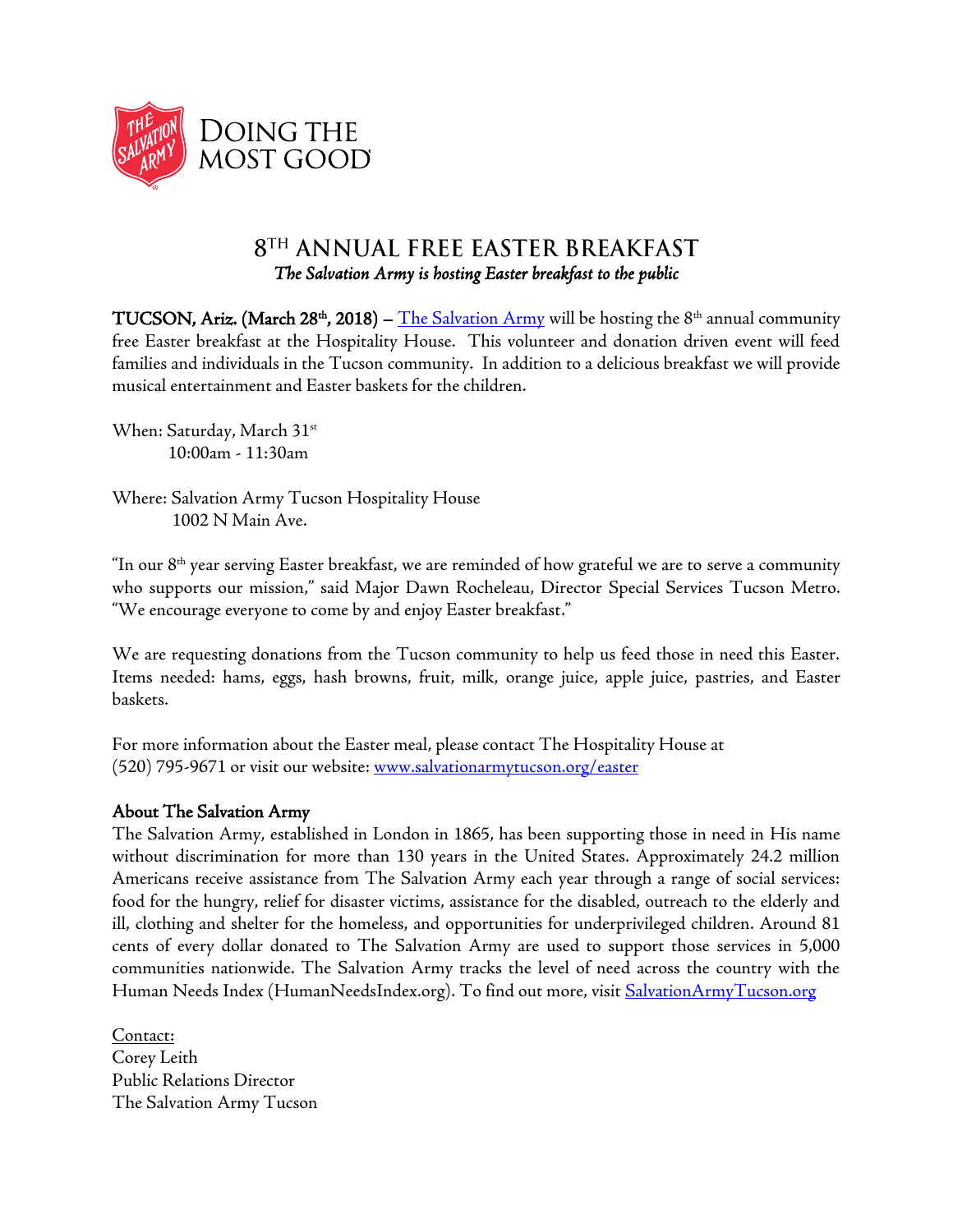DOING THE MOST GOOD

# 8TH ANNUAL FREE EASTER BREAKFAST

*The Salvation Army is hosting Easter breakfast to the public*

**TUCSON, Ariz. (March 28th, 2018) –** The Salvation Army will be hosting the 8th annual community free Easter breakfast at the Hospitality House. This volunteer and donation driven event will feed families and individuals in the Tucson community. In addition to a delicious breakfast we will provide musical entertainment and Easter baskets for the children.

When: Saturday, March 31st
10:00am - 11:30am

Where: Salvation Army Tucson Hospitality House
1002 N Main Ave.

"In our 8th year serving Easter breakfast, we are reminded of how grateful we are to serve a community who supports our mission," said Major Dawn Rocheleau, Director Special Services Tucson Metro. "We encourage everyone to come by and enjoy Easter breakfast."

We are requesting donations from the Tucson community to help us feed those in need this Easter. Items needed: hams, eggs, hash browns, fruit, milk, orange juice, apple juice, pastries, and Easter baskets.

For more information about the Easter meal, please contact The Hospitality House at (520) 795-9671 or visit our website: www.salvationarmytucson.org/easter

**About The Salvation Army**

The Salvation Army, established in London in 1865, has been supporting those in need in His name without discrimination for more than 130 years in the United States. Approximately 24.2 million Americans receive assistance from The Salvation Army each year through a range of social services: food for the hungry, relief for disaster victims, assistance for the disabled, outreach to the elderly and ill, clothing and shelter for the homeless, and opportunities for underprivileged children. Around 81 cents of every dollar donated to The Salvation Army are used to support those services in 5,000 communities nationwide. The Salvation Army tracks the level of need across the country with the Human Needs Index (HumanNeedsIndex.org). To find out more, visit SalvationArmyTucson.org

Contact:
Corey Leith
Public Relations Director
The Salvation Army Tucson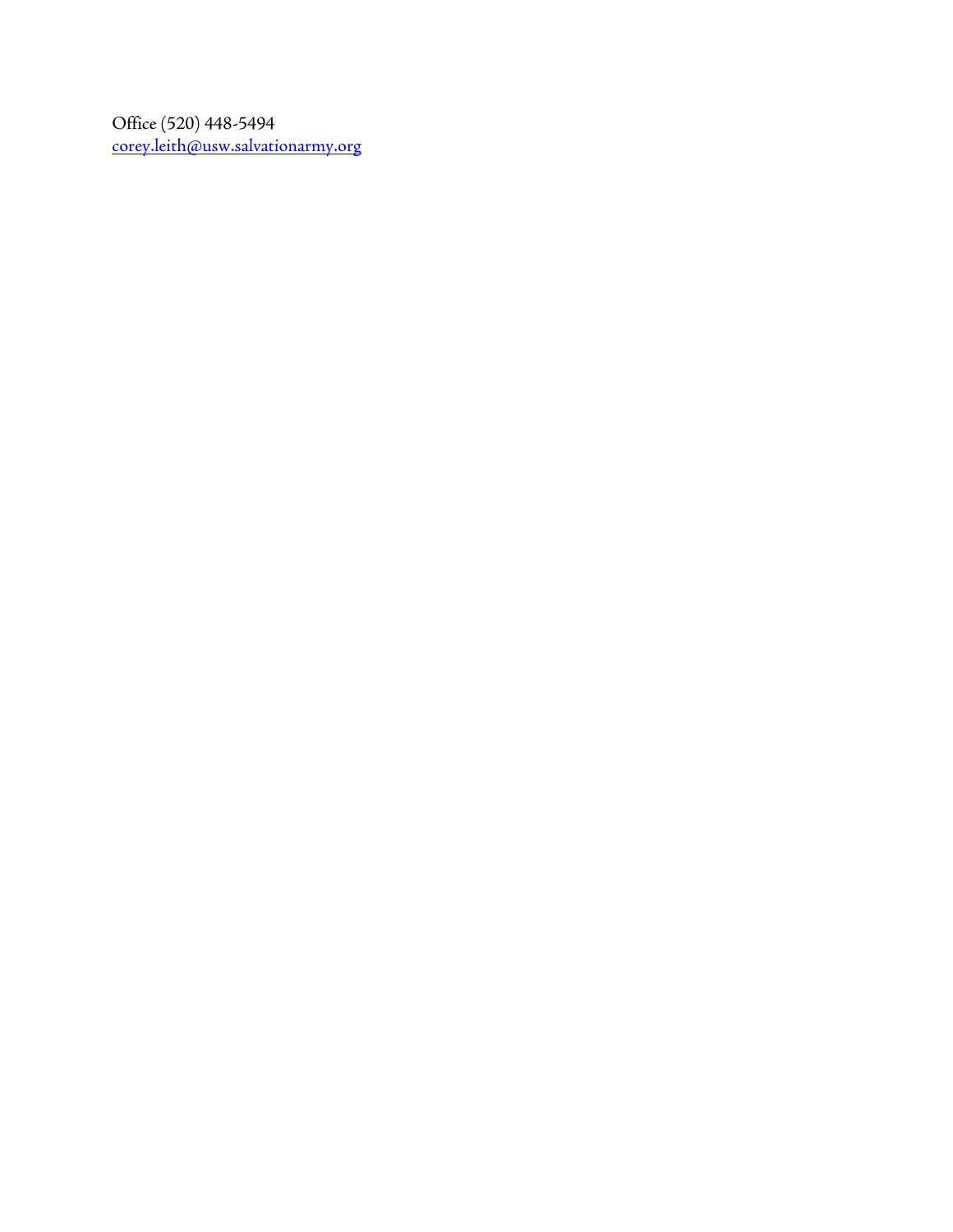Office (520) 448-5494
corey.leith@usw.salvationarmy.org